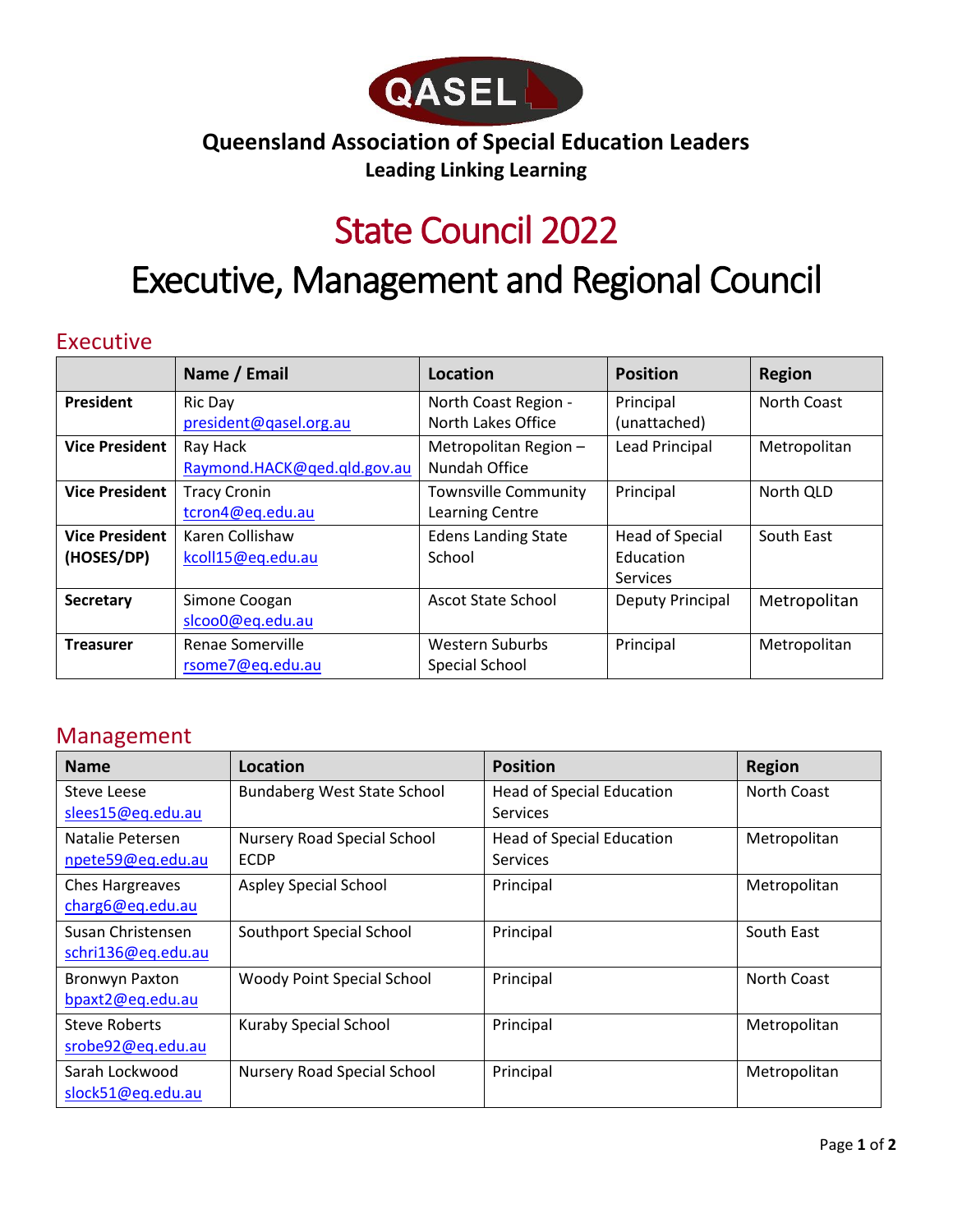# Queensland Association of Special Education Leaders

**Leading Linking Learning**

# State Council 2022

# Executive, Management and Regional Council

## Executive

| | Name / Email | Location | Position | Region |
|---|---|---|---|---|
| **President** | Ric Day president@qasel.org.au | North Coast Region - North Lakes Office | Principal (unattached) | North Coast |
| **Vice President** | Ray Hack Raymond.HACK@qed.qld.gov.au | Metropolitan Region – Nundah Office | Lead Principal | Metropolitan |
| **Vice President** | Tracy Cronin tcron4@eq.edu.au | Townsville Community Learning Centre | Principal | North QLD |
| **Vice President (HOSES/DP)** | Karen Collishaw kcoll15@eq.edu.au | Edens Landing State School | Head of Special Education Services | South East |
| **Secretary** | Simone Coogan slcoo0@eq.edu.au | Ascot State School | Deputy Principal | Metropolitan |
| **Treasurer** | Renae Somerville rsome7@eq.edu.au | Western Suburbs Special School | Principal | Metropolitan |

## Management

| Name | Location | Position | Region |
|---|---|---|---|
| Steve Leese slees15@eq.edu.au | Bundaberg West State School | Head of Special Education Services | North Coast |
| Natalie Petersen npete59@eq.edu.au | Nursery Road Special School ECDP | Head of Special Education Services | Metropolitan |
| Ches Hargreaves charg6@eq.edu.au | Aspley Special School | Principal | Metropolitan |
| Susan Christensen schri136@eq.edu.au | Southport Special School | Principal | South East |
| Bronwyn Paxton bpaxt2@eq.edu.au | Woody Point Special School | Principal | North Coast |
| Steve Roberts srobe92@eq.edu.au | Kuraby Special School | Principal | Metropolitan |
| Sarah Lockwood slock51@eq.edu.au | Nursery Road Special School | Principal | Metropolitan |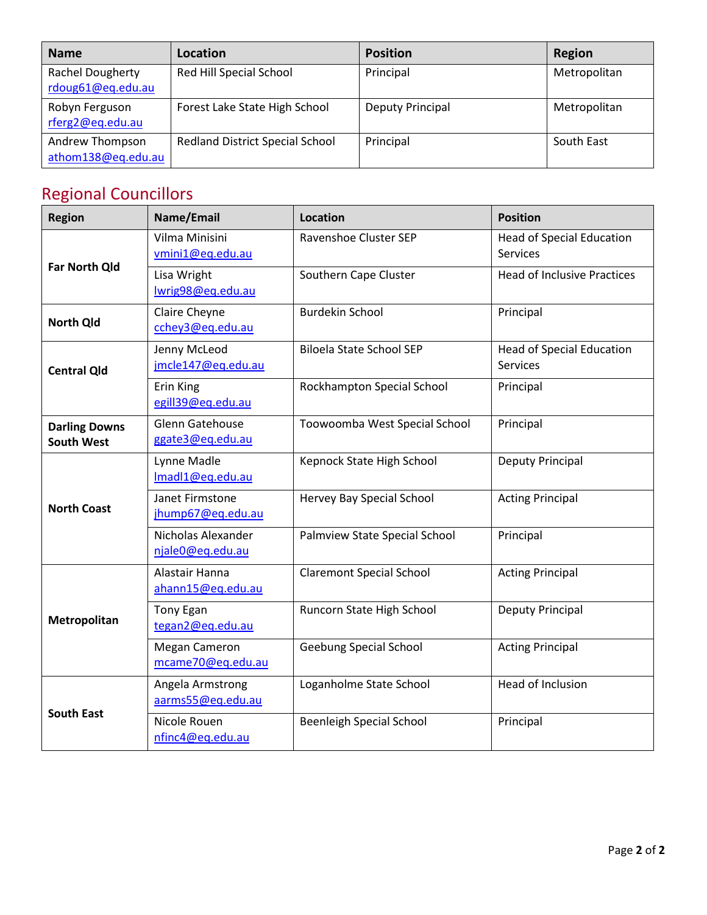| Name | Location | Position | Region |
|---|---|---|---|
| Rachel Dougherty rdoug61@eq.edu.au | Red Hill Special School | Principal | Metropolitan |
| Robyn Ferguson rferg2@eq.edu.au | Forest Lake State High School | Deputy Principal | Metropolitan |
| Andrew Thompson athom138@eq.edu.au | Redland District Special School | Principal | South East |

## Regional Councillors

| Region | Name/Email | Location | Position |
|---|---|---|---|
| **Far North Qld** | Vilma Minisini vmini1@eq.edu.au | Ravenshoe Cluster SEP | Head of Special Education Services |
| | Lisa Wright lwrig98@eq.edu.au | Southern Cape Cluster | Head of Inclusive Practices |
| **North Qld** | Claire Cheyne cchey3@eq.edu.au | Burdekin School | Principal |
| **Central Qld** | Jenny McLeod jmcle147@eq.edu.au | Biloela State School SEP | Head of Special Education Services |
| | Erin King egill39@eq.edu.au | Rockhampton Special School | Principal |
| **Darling Downs South West** | Glenn Gatehouse ggate3@eq.edu.au | Toowoomba West Special School | Principal |
| **North Coast** | Lynne Madle lmadl1@eq.edu.au | Kepnock State High School | Deputy Principal |
| | Janet Firmstone jhump67@eq.edu.au | Hervey Bay Special School | Acting Principal |
| | Nicholas Alexander njale0@eq.edu.au | Palmview State Special School | Principal |
| **Metropolitan** | Alastair Hanna ahann15@eq.edu.au | Claremont Special School | Acting Principal |
| | Tony Egan tegan2@eq.edu.au | Runcorn State High School | Deputy Principal |
| | Megan Cameron mcame70@eq.edu.au | Geebung Special School | Acting Principal |
| **South East** | Angela Armstrong aarms55@eq.edu.au | Loganholme State School | Head of Inclusion |
| | Nicole Rouen nfinc4@eq.edu.au | Beenleigh Special School | Principal |